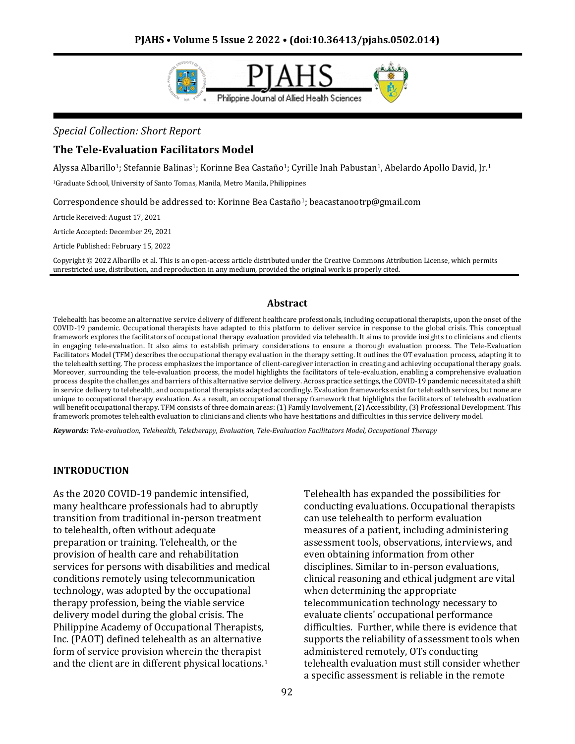*Special Collection: Short Report*

# The Tele-Evaluation Facilitators Model

Alyssa Albarillo[1]; Stefannie Balinas[1]; Korinne Bea Castaño[1]; Cyrille Inah Pabustan[1], Abelardo Apollo David, Jr.[1]

[1]Graduate School, University of Santo Tomas, Manila, Metro Manila, Philippines

Correspondence should be addressed to: Korinne Bea Castaño[1]; beacastanootrp@gmail.com

Article Received: August 17, 2021

Article Accepted: December 29, 2021

Article Published: February 15, 2022

Copyright © 2022 Albarillo et al. This is an open-access article distributed under the Creative Commons Attribution License, which permits unrestricted use, distribution, and reproduction in any medium, provided the original work is properly cited.

## Abstract

Telehealth has become an alternative service delivery of different healthcare professionals, including occupational therapists, upon the onset of the COVID-19 pandemic. Occupational therapists have adapted to this platform to deliver service in response to the global crisis. This conceptual framework explores the facilitators of occupational therapy evaluation provided via telehealth. It aims to provide insights to clinicians and clients in engaging tele-evaluation. It also aims to establish primary considerations to ensure a thorough evaluation process. The Tele-Evaluation Facilitators Model (TFM) describes the occupational therapy evaluation in the therapy setting. It outlines the OT evaluation process, adapting it to the telehealth setting. The process emphasizes the importance of client-caregiver interaction in creating and achieving occupational therapy goals. Moreover, surrounding the tele-evaluation process, the model highlights the facilitators of tele-evaluation, enabling a comprehensive evaluation process despite the challenges and barriers of this alternative service delivery. Across practice settings, the COVID-19 pandemic necessitated a shift in service delivery to telehealth, and occupational therapists adapted accordingly. Evaluation frameworks exist for telehealth services, but none are unique to occupational therapy evaluation. As a result, an occupational therapy framework that highlights the facilitators of telehealth evaluation will benefit occupational therapy. TFM consists of three domain areas: (1) Family Involvement, (2) Accessibility, (3) Professional Development. This framework promotes telehealth evaluation to clinicians and clients who have hesitations and difficulties in this service delivery model.

***Keywords:*** *Tele-evaluation, Telehealth, Teletherapy, Evaluation, Tele-Evaluation Facilitators Model, Occupational Therapy*

## INTRODUCTION

As the 2020 COVID-19 pandemic intensified, many healthcare professionals had to abruptly transition from traditional in-person treatment to telehealth, often without adequate preparation or training. Telehealth, or the provision of health care and rehabilitation services for persons with disabilities and medical conditions remotely using telecommunication technology, was adopted by the occupational therapy profession, being the viable service delivery model during the global crisis. The Philippine Academy of Occupational Therapists, Inc. (PAOT) defined telehealth as an alternative form of service provision wherein the therapist and the client are in different physical locations.[1]

Telehealth has expanded the possibilities for conducting evaluations. Occupational therapists can use telehealth to perform evaluation measures of a patient, including administering assessment tools, observations, interviews, and even obtaining information from other disciplines. Similar to in-person evaluations, clinical reasoning and ethical judgment are vital when determining the appropriate telecommunication technology necessary to evaluate clients' occupational performance difficulties. Further, while there is evidence that supports the reliability of assessment tools when administered remotely, OTs conducting telehealth evaluation must still consider whether a specific assessment is reliable in the remote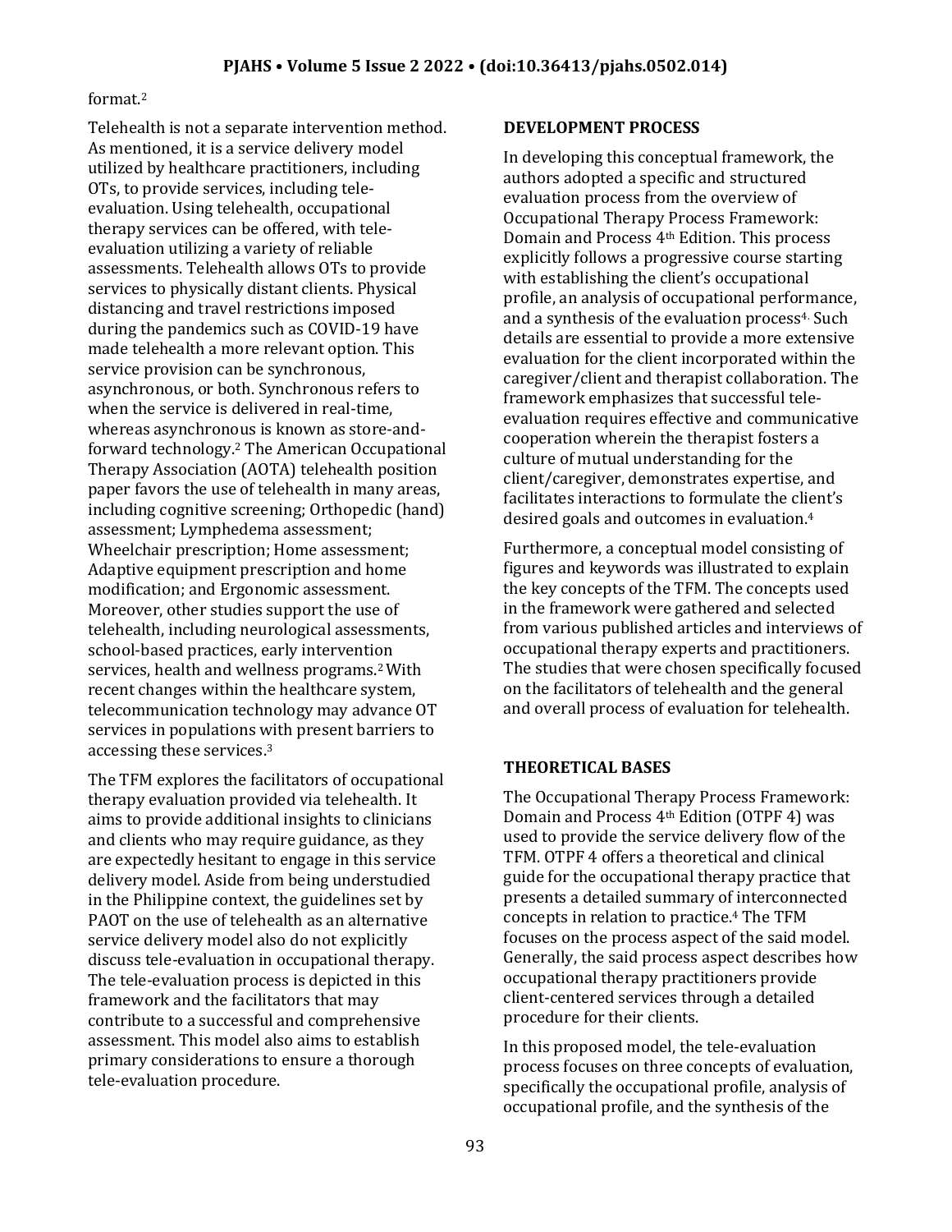format.[2]

Telehealth is not a separate intervention method. As mentioned, it is a service delivery model utilized by healthcare practitioners, including OTs, to provide services, including tele-evaluation. Using telehealth, occupational therapy services can be offered, with tele-evaluation utilizing a variety of reliable assessments. Telehealth allows OTs to provide services to physically distant clients. Physical distancing and travel restrictions imposed during the pandemics such as COVID-19 have made telehealth a more relevant option. This service provision can be synchronous, asynchronous, or both. Synchronous refers to when the service is delivered in real-time, whereas asynchronous is known as store-and-forward technology.[2] The American Occupational Therapy Association (AOTA) telehealth position paper favors the use of telehealth in many areas, including cognitive screening; Orthopedic (hand) assessment; Lymphedema assessment; Wheelchair prescription; Home assessment; Adaptive equipment prescription and home modification; and Ergonomic assessment. Moreover, other studies support the use of telehealth, including neurological assessments, school-based practices, early intervention services, health and wellness programs.[2] With recent changes within the healthcare system, telecommunication technology may advance OT services in populations with present barriers to accessing these services.[3]

The TFM explores the facilitators of occupational therapy evaluation provided via telehealth. It aims to provide additional insights to clinicians and clients who may require guidance, as they are expectedly hesitant to engage in this service delivery model. Aside from being understudied in the Philippine context, the guidelines set by PAOT on the use of telehealth as an alternative service delivery model also do not explicitly discuss tele-evaluation in occupational therapy. The tele-evaluation process is depicted in this framework and the facilitators that may contribute to a successful and comprehensive assessment. This model also aims to establish primary considerations to ensure a thorough tele-evaluation procedure.

## DEVELOPMENT PROCESS

In developing this conceptual framework, the authors adopted a specific and structured evaluation process from the overview of Occupational Therapy Process Framework: Domain and Process 4th Edition. This process explicitly follows a progressive course starting with establishing the client's occupational profile, an analysis of occupational performance, and a synthesis of the evaluation process[4]. Such details are essential to provide a more extensive evaluation for the client incorporated within the caregiver/client and therapist collaboration. The framework emphasizes that successful tele-evaluation requires effective and communicative cooperation wherein the therapist fosters a culture of mutual understanding for the client/caregiver, demonstrates expertise, and facilitates interactions to formulate the client's desired goals and outcomes in evaluation.[4]

Furthermore, a conceptual model consisting of figures and keywords was illustrated to explain the key concepts of the TFM. The concepts used in the framework were gathered and selected from various published articles and interviews of occupational therapy experts and practitioners. The studies that were chosen specifically focused on the facilitators of telehealth and the general and overall process of evaluation for telehealth.

## THEORETICAL BASES

The Occupational Therapy Process Framework: Domain and Process 4th Edition (OTPF 4) was used to provide the service delivery flow of the TFM. OTPF 4 offers a theoretical and clinical guide for the occupational therapy practice that presents a detailed summary of interconnected concepts in relation to practice.[4] The TFM focuses on the process aspect of the said model. Generally, the said process aspect describes how occupational therapy practitioners provide client-centered services through a detailed procedure for their clients.

In this proposed model, the tele-evaluation process focuses on three concepts of evaluation, specifically the occupational profile, analysis of occupational profile, and the synthesis of the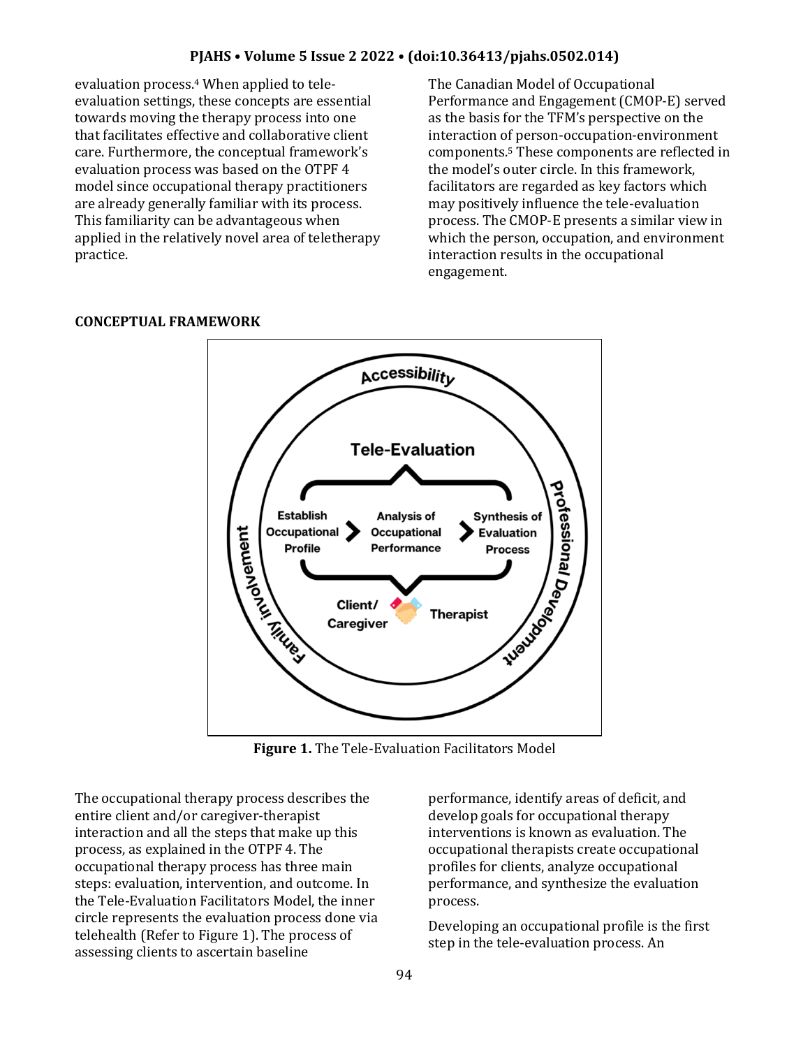evaluation process.[4] When applied to tele-evaluation settings, these concepts are essential towards moving the therapy process into one that facilitates effective and collaborative client care. Furthermore, the conceptual framework's evaluation process was based on the OTPF 4 model since occupational therapy practitioners are already generally familiar with its process. This familiarity can be advantageous when applied in the relatively novel area of teletherapy practice.

The Canadian Model of Occupational Performance and Engagement (CMOP-E) served as the basis for the TFM's perspective on the interaction of person-occupation-environment components.[5] These components are reflected in the model's outer circle. In this framework, facilitators are regarded as key factors which may positively influence the tele-evaluation process. The CMOP-E presents a similar view in which the person, occupation, and environment interaction results in the occupational engagement.

## CONCEPTUAL FRAMEWORK

**Figure 1.** The Tele-Evaluation Facilitators Model

The occupational therapy process describes the entire client and/or caregiver-therapist interaction and all the steps that make up this process, as explained in the OTPF 4. The occupational therapy process has three main steps: evaluation, intervention, and outcome. In the Tele-Evaluation Facilitators Model, the inner circle represents the evaluation process done via telehealth (Refer to Figure 1). The process of assessing clients to ascertain baseline performance, identify areas of deficit, and develop goals for occupational therapy interventions is known as evaluation. The occupational therapists create occupational profiles for clients, analyze occupational performance, and synthesize the evaluation process.

Developing an occupational profile is the first step in the tele-evaluation process. An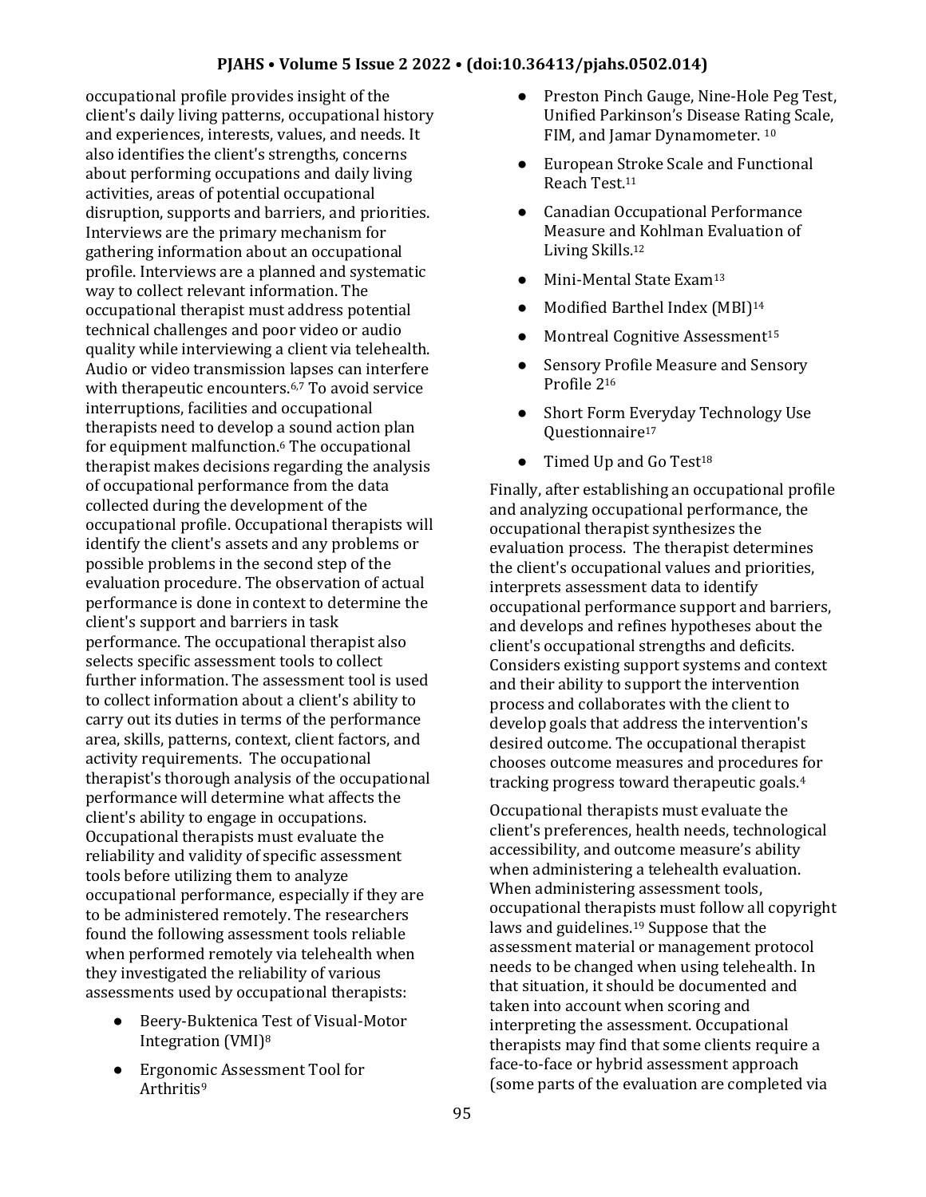occupational profile provides insight of the client's daily living patterns, occupational history and experiences, interests, values, and needs. It also identifies the client's strengths, concerns about performing occupations and daily living activities, areas of potential occupational disruption, supports and barriers, and priorities. Interviews are the primary mechanism for gathering information about an occupational profile. Interviews are a planned and systematic way to collect relevant information. The occupational therapist must address potential technical challenges and poor video or audio quality while interviewing a client via telehealth. Audio or video transmission lapses can interfere with therapeutic encounters.[6,7] To avoid service interruptions, facilities and occupational therapists need to develop a sound action plan for equipment malfunction.[6] The occupational therapist makes decisions regarding the analysis of occupational performance from the data collected during the development of the occupational profile. Occupational therapists will identify the client's assets and any problems or possible problems in the second step of the evaluation procedure. The observation of actual performance is done in context to determine the client's support and barriers in task performance. The occupational therapist also selects specific assessment tools to collect further information. The assessment tool is used to collect information about a client's ability to carry out its duties in terms of the performance area, skills, patterns, context, client factors, and activity requirements. The occupational therapist's thorough analysis of the occupational performance will determine what affects the client's ability to engage in occupations. Occupational therapists must evaluate the reliability and validity of specific assessment tools before utilizing them to analyze occupational performance, especially if they are to be administered remotely. The researchers found the following assessment tools reliable when performed remotely via telehealth when they investigated the reliability of various assessments used by occupational therapists:

- Beery-Buktenica Test of Visual-Motor Integration (VMI)[8]
- Ergonomic Assessment Tool for Arthritis[9]
- Preston Pinch Gauge, Nine-Hole Peg Test, Unified Parkinson's Disease Rating Scale, FIM, and Jamar Dynamometer. [10]
- European Stroke Scale and Functional Reach Test.[11]
- Canadian Occupational Performance Measure and Kohlman Evaluation of Living Skills.[12]
- Mini-Mental State Exam[13]
- Modified Barthel Index (MBI)[14]
- Montreal Cognitive Assessment[15]
- Sensory Profile Measure and Sensory Profile 2[16]
- Short Form Everyday Technology Use Questionnaire[17]
- Timed Up and Go Test[18]

Finally, after establishing an occupational profile and analyzing occupational performance, the occupational therapist synthesizes the evaluation process. The therapist determines the client's occupational values and priorities, interprets assessment data to identify occupational performance support and barriers, and develops and refines hypotheses about the client's occupational strengths and deficits. Considers existing support systems and context and their ability to support the intervention process and collaborates with the client to develop goals that address the intervention's desired outcome. The occupational therapist chooses outcome measures and procedures for tracking progress toward therapeutic goals.[4]

Occupational therapists must evaluate the client's preferences, health needs, technological accessibility, and outcome measure's ability when administering a telehealth evaluation. When administering assessment tools, occupational therapists must follow all copyright laws and guidelines.[19] Suppose that the assessment material or management protocol needs to be changed when using telehealth. In that situation, it should be documented and taken into account when scoring and interpreting the assessment. Occupational therapists may find that some clients require a face-to-face or hybrid assessment approach (some parts of the evaluation are completed via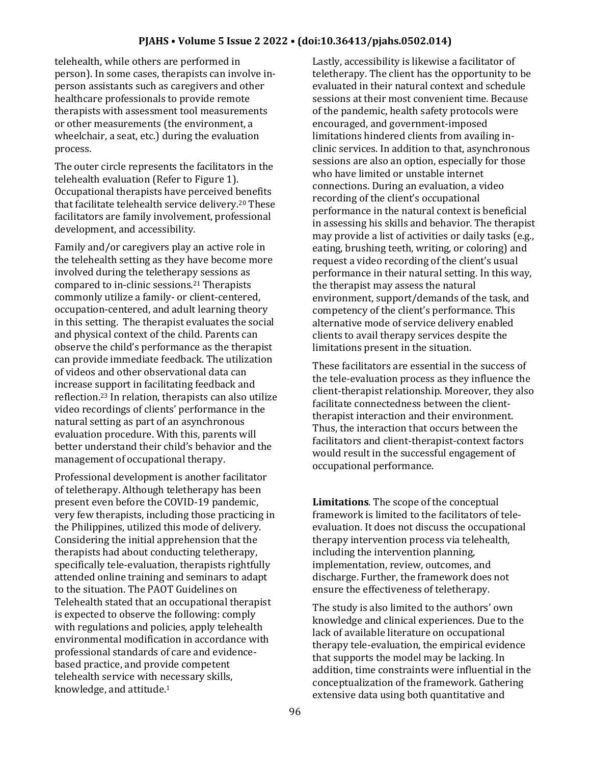telehealth, while others are performed in person). In some cases, therapists can involve in-person assistants such as caregivers and other healthcare professionals to provide remote therapists with assessment tool measurements or other measurements (the environment, a wheelchair, a seat, etc.) during the evaluation process.

The outer circle represents the facilitators in the telehealth evaluation (Refer to Figure 1). Occupational therapists have perceived benefits that facilitate telehealth service delivery.[20] These facilitators are family involvement, professional development, and accessibility.

Family and/or caregivers play an active role in the telehealth setting as they have become more involved during the teletherapy sessions as compared to in-clinic sessions.[21] Therapists commonly utilize a family- or client-centered, occupation-centered, and adult learning theory in this setting. The therapist evaluates the social and physical context of the child. Parents can observe the child's performance as the therapist can provide immediate feedback. The utilization of videos and other observational data can increase support in facilitating feedback and reflection.[23] In relation, therapists can also utilize video recordings of clients' performance in the natural setting as part of an asynchronous evaluation procedure. With this, parents will better understand their child's behavior and the management of occupational therapy.

Professional development is another facilitator of teletherapy. Although teletherapy has been present even before the COVID-19 pandemic, very few therapists, including those practicing in the Philippines, utilized this mode of delivery. Considering the initial apprehension that the therapists had about conducting teletherapy, specifically tele-evaluation, therapists rightfully attended online training and seminars to adapt to the situation. The PAOT Guidelines on Telehealth stated that an occupational therapist is expected to observe the following: comply with regulations and policies, apply telehealth environmental modification in accordance with professional standards of care and evidence-based practice, and provide competent telehealth service with necessary skills, knowledge, and attitude.[1]

Lastly, accessibility is likewise a facilitator of teletherapy. The client has the opportunity to be evaluated in their natural context and schedule sessions at their most convenient time. Because of the pandemic, health safety protocols were encouraged, and government-imposed limitations hindered clients from availing in-clinic services. In addition to that, asynchronous sessions are also an option, especially for those who have limited or unstable internet connections. During an evaluation, a video recording of the client's occupational performance in the natural context is beneficial in assessing his skills and behavior. The therapist may provide a list of activities or daily tasks (e.g., eating, brushing teeth, writing, or coloring) and request a video recording of the client's usual performance in their natural setting. In this way, the therapist may assess the natural environment, support/demands of the task, and competency of the client's performance. This alternative mode of service delivery enabled clients to avail therapy services despite the limitations present in the situation.

These facilitators are essential in the success of the tele-evaluation process as they influence the client-therapist relationship. Moreover, they also facilitate connectedness between the client-therapist interaction and their environment. Thus, the interaction that occurs between the facilitators and client-therapist-context factors would result in the successful engagement of occupational performance.

**Limitations**. The scope of the conceptual framework is limited to the facilitators of tele-evaluation. It does not discuss the occupational therapy intervention process via telehealth, including the intervention planning, implementation, review, outcomes, and discharge. Further, the framework does not ensure the effectiveness of teletherapy.

The study is also limited to the authors' own knowledge and clinical experiences. Due to the lack of available literature on occupational therapy tele-evaluation, the empirical evidence that supports the model may be lacking. In addition, time constraints were influential in the conceptualization of the framework. Gathering extensive data using both quantitative and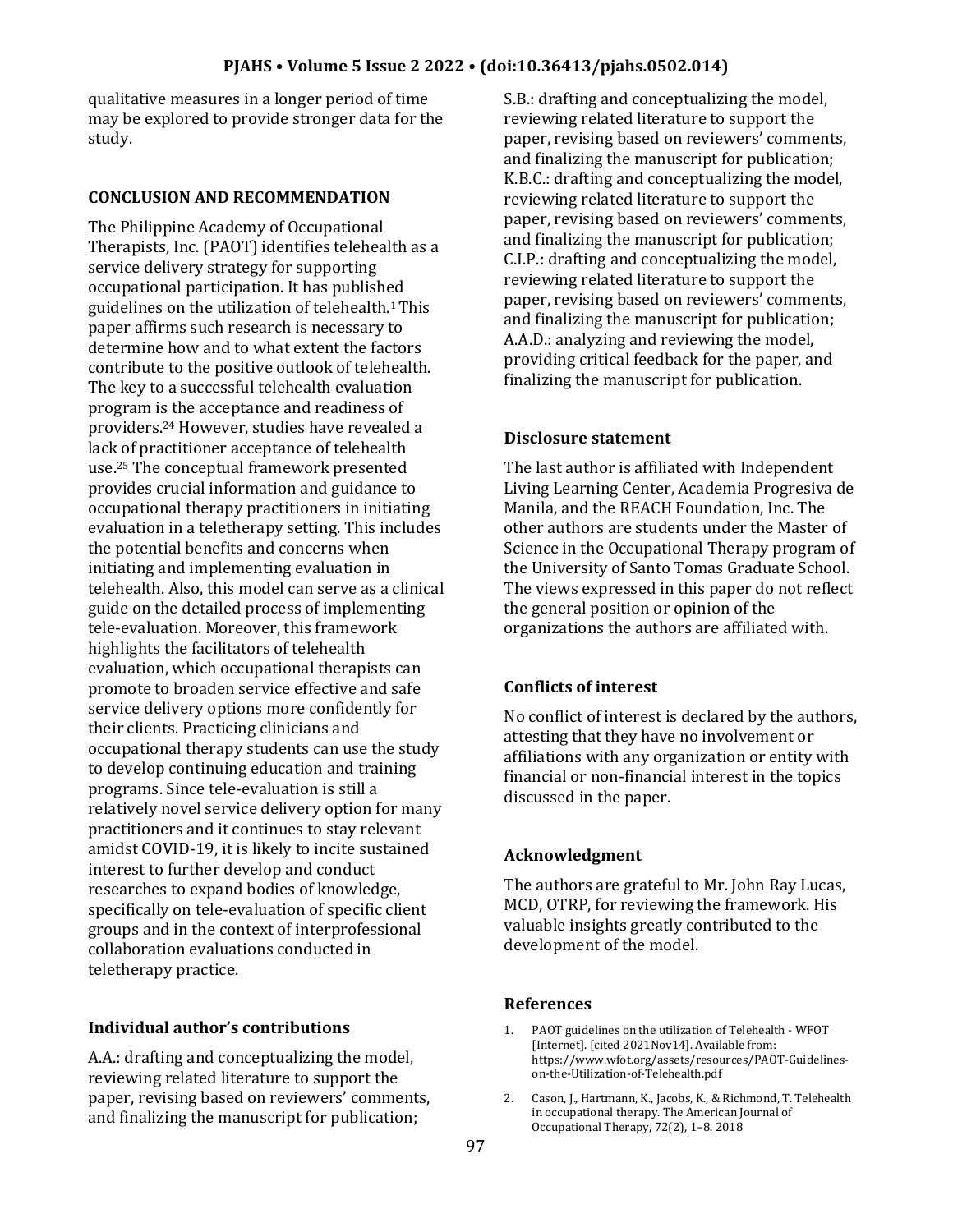qualitative measures in a longer period of time may be explored to provide stronger data for the study.

### CONCLUSION AND RECOMMENDATION

The Philippine Academy of Occupational Therapists, Inc. (PAOT) identifies telehealth as a service delivery strategy for supporting occupational participation. It has published guidelines on the utilization of telehealth.[1] This paper affirms such research is necessary to determine how and to what extent the factors contribute to the positive outlook of telehealth. The key to a successful telehealth evaluation program is the acceptance and readiness of providers.[24] However, studies have revealed a lack of practitioner acceptance of telehealth use.[25] The conceptual framework presented provides crucial information and guidance to occupational therapy practitioners in initiating evaluation in a teletherapy setting. This includes the potential benefits and concerns when initiating and implementing evaluation in telehealth. Also, this model can serve as a clinical guide on the detailed process of implementing tele-evaluation. Moreover, this framework highlights the facilitators of telehealth evaluation, which occupational therapists can promote to broaden service effective and safe service delivery options more confidently for their clients. Practicing clinicians and occupational therapy students can use the study to develop continuing education and training programs. Since tele-evaluation is still a relatively novel service delivery option for many practitioners and it continues to stay relevant amidst COVID-19, it is likely to incite sustained interest to further develop and conduct researches to expand bodies of knowledge, specifically on tele-evaluation of specific client groups and in the context of interprofessional collaboration evaluations conducted in teletherapy practice.

### Individual author's contributions

A.A.: drafting and conceptualizing the model, reviewing related literature to support the paper, revising based on reviewers' comments, and finalizing the manuscript for publication; S.B.: drafting and conceptualizing the model, reviewing related literature to support the paper, revising based on reviewers' comments, and finalizing the manuscript for publication; K.B.C.: drafting and conceptualizing the model, reviewing related literature to support the paper, revising based on reviewers' comments, and finalizing the manuscript for publication; C.I.P.: drafting and conceptualizing the model, reviewing related literature to support the paper, revising based on reviewers' comments, and finalizing the manuscript for publication; A.A.D.: analyzing and reviewing the model, providing critical feedback for the paper, and finalizing the manuscript for publication.

### Disclosure statement

The last author is affiliated with Independent Living Learning Center, Academia Progresiva de Manila, and the REACH Foundation, Inc. The other authors are students under the Master of Science in the Occupational Therapy program of the University of Santo Tomas Graduate School. The views expressed in this paper do not reflect the general position or opinion of the organizations the authors are affiliated with.

### Conflicts of interest

No conflict of interest is declared by the authors, attesting that they have no involvement or affiliations with any organization or entity with financial or non-financial interest in the topics discussed in the paper.

### Acknowledgment

The authors are grateful to Mr. John Ray Lucas, MCD, OTRP, for reviewing the framework. His valuable insights greatly contributed to the development of the model.

### References

1. PAOT guidelines on the utilization of Telehealth - WFOT [Internet]. [cited 2021Nov14]. Available from: https://www.wfot.org/assets/resources/PAOT-Guidelines-on-the-Utilization-of-Telehealth.pdf
2. Cason, J., Hartmann, K., Jacobs, K., & Richmond, T. Telehealth in occupational therapy. The American Journal of Occupational Therapy, 72(2), 1–8. 2018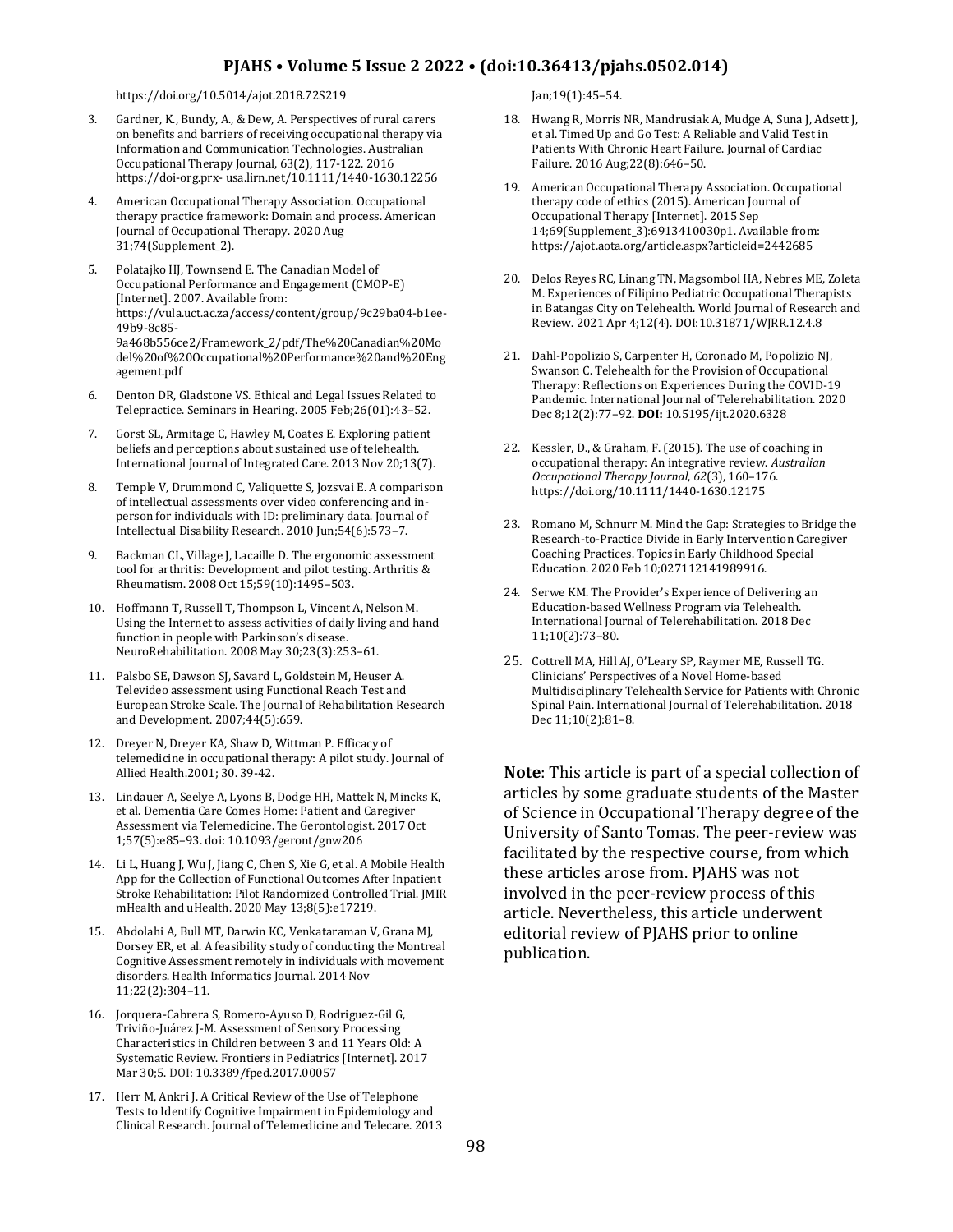https://doi.org/10.5014/ajot.2018.72S219

3. Gardner, K., Bundy, A., & Dew, A. Perspectives of rural carers on benefits and barriers of receiving occupational therapy via Information and Communication Technologies. Australian Occupational Therapy Journal, 63(2), 117-122. 2016 https://doi-org.prx- usa.lirn.net/10.1111/1440-1630.12256

4. American Occupational Therapy Association. Occupational therapy practice framework: Domain and process. American Journal of Occupational Therapy. 2020 Aug 31;74(Supplement_2).

5. Polatajko HJ, Townsend E. The Canadian Model of Occupational Performance and Engagement (CMOP-E) [Internet]. 2007. Available from: https://vula.uct.ac.za/access/content/group/9c29ba04-b1ee-49b9-8c85-9a468b556ce2/Framework_2/pdf/The%20Canadian%20Model%20of%20Occupational%20Performance%20and%20Engagement.pdf

6. Denton DR, Gladstone VS. Ethical and Legal Issues Related to Telepractice. Seminars in Hearing. 2005 Feb;26(01):43–52.

7. Gorst SL, Armitage C, Hawley M, Coates E. Exploring patient beliefs and perceptions about sustained use of telehealth. International Journal of Integrated Care. 2013 Nov 20;13(7).

8. Temple V, Drummond C, Valiquette S, Jozsvai E. A comparison of intellectual assessments over video conferencing and in-person for individuals with ID: preliminary data. Journal of Intellectual Disability Research. 2010 Jun;54(6):573–7.

9. Backman CL, Village J, Lacaille D. The ergonomic assessment tool for arthritis: Development and pilot testing. Arthritis & Rheumatism. 2008 Oct 15;59(10):1495–503.

10. Hoffmann T, Russell T, Thompson L, Vincent A, Nelson M. Using the Internet to assess activities of daily living and hand function in people with Parkinson's disease. NeuroRehabilitation. 2008 May 30;23(3):253–61.

11. Palsbo SE, Dawson SJ, Savard L, Goldstein M, Heuser A. Televideo assessment using Functional Reach Test and European Stroke Scale. The Journal of Rehabilitation Research and Development. 2007;44(5):659.

12. Dreyer N, Dreyer KA, Shaw D, Wittman P. Efficacy of telemedicine in occupational therapy: A pilot study. Journal of Allied Health.2001; 30. 39-42.

13. Lindauer A, Seelye A, Lyons B, Dodge HH, Mattek N, Mincks K, et al. Dementia Care Comes Home: Patient and Caregiver Assessment via Telemedicine. The Gerontologist. 2017 Oct 1;57(5):e85–93. doi: 10.1093/geront/gnw206

14. Li L, Huang J, Wu J, Jiang C, Chen S, Xie G, et al. A Mobile Health App for the Collection of Functional Outcomes After Inpatient Stroke Rehabilitation: Pilot Randomized Controlled Trial. JMIR mHealth and uHealth. 2020 May 13;8(5):e17219.

15. Abdolahi A, Bull MT, Darwin KC, Venkataraman V, Grana MJ, Dorsey ER, et al. A feasibility study of conducting the Montreal Cognitive Assessment remotely in individuals with movement disorders. Health Informatics Journal. 2014 Nov 11;22(2):304–11.

16. Jorquera-Cabrera S, Romero-Ayuso D, Rodriguez-Gil G, Triviño-Juárez J-M. Assessment of Sensory Processing Characteristics in Children between 3 and 11 Years Old: A Systematic Review. Frontiers in Pediatrics [Internet]. 2017 Mar 30;5. DOI: 10.3389/fped.2017.00057

17. Herr M, Ankri J. A Critical Review of the Use of Telephone Tests to Identify Cognitive Impairment in Epidemiology and Clinical Research. Journal of Telemedicine and Telecare. 2013 Jan;19(1):45–54.

18. Hwang R, Morris NR, Mandrusiak A, Mudge A, Suna J, Adsett J, et al. Timed Up and Go Test: A Reliable and Valid Test in Patients With Chronic Heart Failure. Journal of Cardiac Failure. 2016 Aug;22(8):646–50.

19. American Occupational Therapy Association. Occupational therapy code of ethics (2015). American Journal of Occupational Therapy [Internet]. 2015 Sep 14;69(Supplement_3):6913410030p1. Available from: https://ajot.aota.org/article.aspx?articleid=2442685

20. Delos Reyes RC, Linang TN, Magsombol HA, Nebres ME, Zoleta M. Experiences of Filipino Pediatric Occupational Therapists in Batangas City on Telehealth. World Journal of Research and Review. 2021 Apr 4;12(4). DOI:10.31871/WJRR.12.4.8

21. Dahl-Popolizio S, Carpenter H, Coronado M, Popolizio NJ, Swanson C. Telehealth for the Provision of Occupational Therapy: Reflections on Experiences During the COVID-19 Pandemic. International Journal of Telerehabilitation. 2020 Dec 8;12(2):77–92. **DOI:** 10.5195/ijt.2020.6328

22. Kessler, D., & Graham, F. (2015). The use of coaching in occupational therapy: An integrative review. *Australian Occupational Therapy Journal*, *62*(3), 160–176. https://doi.org/10.1111/1440-1630.12175

23. Romano M, Schnurr M. Mind the Gap: Strategies to Bridge the Research-to-Practice Divide in Early Intervention Caregiver Coaching Practices. Topics in Early Childhood Special Education. 2020 Feb 10;027112141989916.

24. Serwe KM. The Provider's Experience of Delivering an Education-based Wellness Program via Telehealth. International Journal of Telerehabilitation. 2018 Dec 11;10(2):73–80.

25. Cottrell MA, Hill AJ, O'Leary SP, Raymer ME, Russell TG. Clinicians' Perspectives of a Novel Home-based Multidisciplinary Telehealth Service for Patients with Chronic Spinal Pain. International Journal of Telerehabilitation. 2018 Dec 11;10(2):81–8.

**Note**: This article is part of a special collection of articles by some graduate students of the Master of Science in Occupational Therapy degree of the University of Santo Tomas. The peer-review was facilitated by the respective course, from which these articles arose from. PJAHS was not involved in the peer-review process of this article. Nevertheless, this article underwent editorial review of PJAHS prior to online publication.